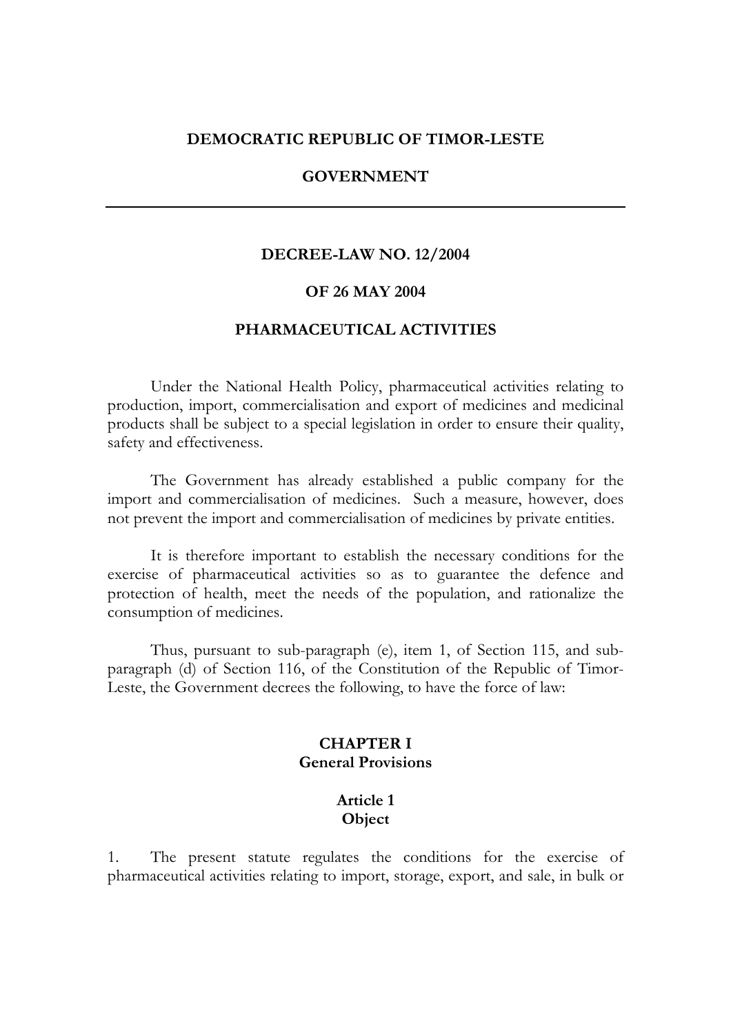**DEMOCRATIC REPUBLIC OF TIMOR-LESTE**

**GOVERNMENT**

---

# DECREE-LAW NO. 12/2004

# OF 26 MAY 2004

# PHARMACEUTICAL ACTIVITIES

Under the National Health Policy, pharmaceutical activities relating to production, import, commercialisation and export of medicines and medicinal products shall be subject to a special legislation in order to ensure their quality, safety and effectiveness.

The Government has already established a public company for the import and commercialisation of medicines. Such a measure, however, does not prevent the import and commercialisation of medicines by private entities.

It is therefore important to establish the necessary conditions for the exercise of pharmaceutical activities so as to guarantee the defence and protection of health, meet the needs of the population, and rationalize the consumption of medicines.

Thus, pursuant to sub-paragraph (e), item 1, of Section 115, and sub-paragraph (d) of Section 116, of the Constitution of the Republic of Timor-Leste, the Government decrees the following, to have the force of law:

## CHAPTER I
## General Provisions

### Article 1
### Object

1. The present statute regulates the conditions for the exercise of pharmaceutical activities relating to import, storage, export, and sale, in bulk or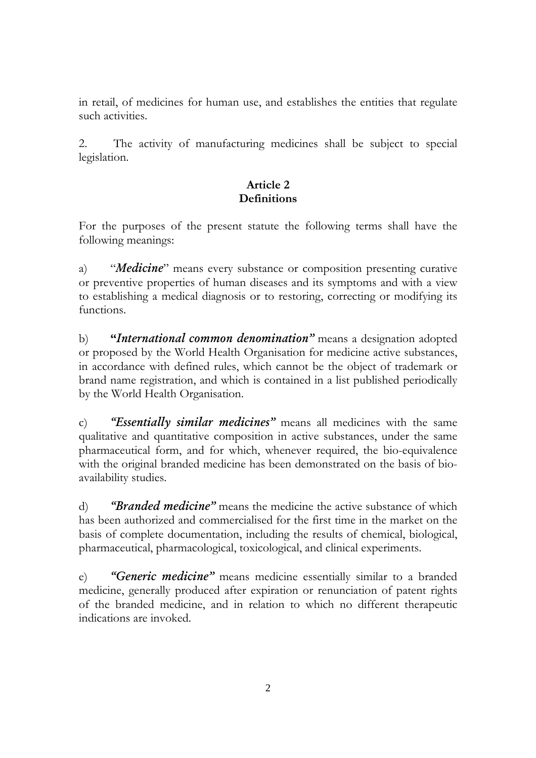in retail, of medicines for human use, and establishes the entities that regulate such activities.

2. The activity of manufacturing medicines shall be subject to special legislation.

**Article 2**
**Definitions**

For the purposes of the present statute the following terms shall have the following meanings:

a) "***Medicine***" means every substance or composition presenting curative or preventive properties of human diseases and its symptoms and with a view to establishing a medical diagnosis or to restoring, correcting or modifying its functions.

b) ***"International common denomination"*** means a designation adopted or proposed by the World Health Organisation for medicine active substances, in accordance with defined rules, which cannot be the object of trademark or brand name registration, and which is contained in a list published periodically by the World Health Organisation.

c) ***"Essentially similar medicines"*** means all medicines with the same qualitative and quantitative composition in active substances, under the same pharmaceutical form, and for which, whenever required, the bio-equivalence with the original branded medicine has been demonstrated on the basis of bio-availability studies.

d) ***"Branded medicine"*** means the medicine the active substance of which has been authorized and commercialised for the first time in the market on the basis of complete documentation, including the results of chemical, biological, pharmaceutical, pharmacological, toxicological, and clinical experiments.

e) ***"Generic medicine"*** means medicine essentially similar to a branded medicine, generally produced after expiration or renunciation of patent rights of the branded medicine, and in relation to which no different therapeutic indications are invoked.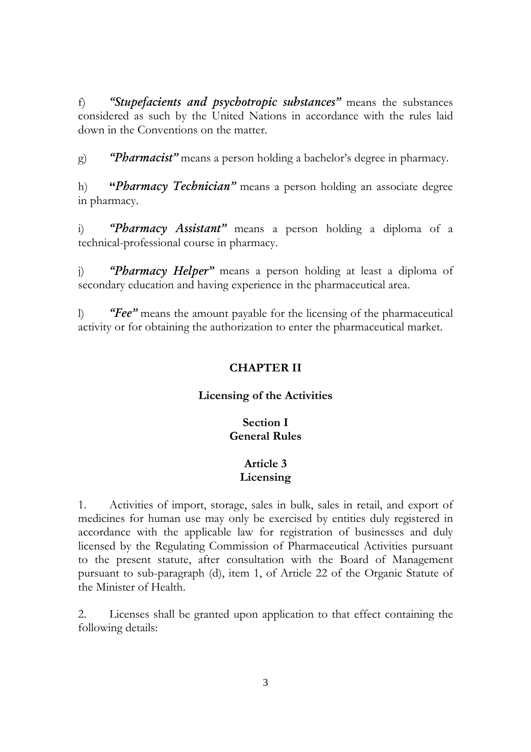f) ***"Stupefacients and psychotropic substances"*** means the substances considered as such by the United Nations in accordance with the rules laid down in the Conventions on the matter.

g) ***"Pharmacist"*** means a person holding a bachelor's degree in pharmacy.

h) **"*Pharmacy Technician"*** means a person holding an associate degree in pharmacy.

i) ***"Pharmacy Assistant"*** means a person holding a diploma of a technical-professional course in pharmacy.

j) ***"Pharmacy Helper"*** means a person holding at least a diploma of secondary education and having experience in the pharmaceutical area.

l) ***"Fee"*** means the amount payable for the licensing of the pharmaceutical activity or for obtaining the authorization to enter the pharmaceutical market.

## CHAPTER II

## Licensing of the Activities

### Section I
### General Rules

#### Article 3
#### Licensing

1. Activities of import, storage, sales in bulk, sales in retail, and export of medicines for human use may only be exercised by entities duly registered in accordance with the applicable law for registration of businesses and duly licensed by the Regulating Commission of Pharmaceutical Activities pursuant to the present statute, after consultation with the Board of Management pursuant to sub-paragraph (d), item 1, of Article 22 of the Organic Statute of the Minister of Health.

2. Licenses shall be granted upon application to that effect containing the following details: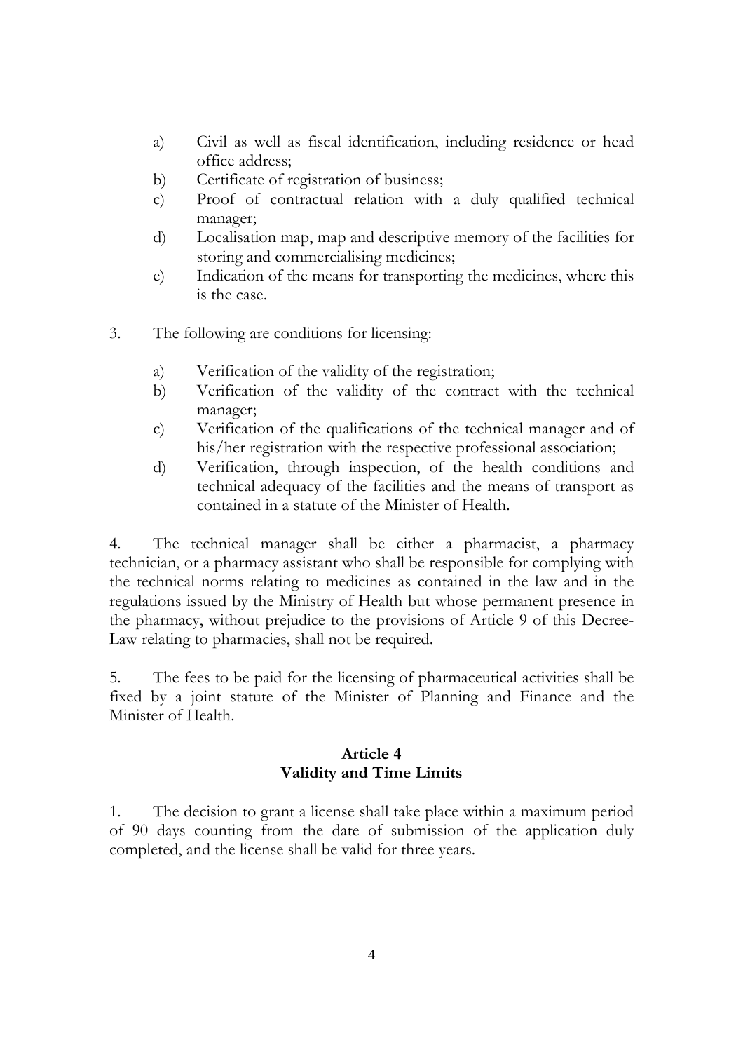a) Civil as well as fiscal identification, including residence or head office address;
b) Certificate of registration of business;
c) Proof of contractual relation with a duly qualified technical manager;
d) Localisation map, map and descriptive memory of the facilities for storing and commercialising medicines;
e) Indication of the means for transporting the medicines, where this is the case.

3. The following are conditions for licensing:

a) Verification of the validity of the registration;
b) Verification of the validity of the contract with the technical manager;
c) Verification of the qualifications of the technical manager and of his/her registration with the respective professional association;
d) Verification, through inspection, of the health conditions and technical adequacy of the facilities and the means of transport as contained in a statute of the Minister of Health.

4. The technical manager shall be either a pharmacist, a pharmacy technician, or a pharmacy assistant who shall be responsible for complying with the technical norms relating to medicines as contained in the law and in the regulations issued by the Ministry of Health but whose permanent presence in the pharmacy, without prejudice to the provisions of Article 9 of this Decree-Law relating to pharmacies, shall not be required.

5. The fees to be paid for the licensing of pharmaceutical activities shall be fixed by a joint statute of the Minister of Planning and Finance and the Minister of Health.

## Article 4
## Validity and Time Limits

1. The decision to grant a license shall take place within a maximum period of 90 days counting from the date of submission of the application duly completed, and the license shall be valid for three years.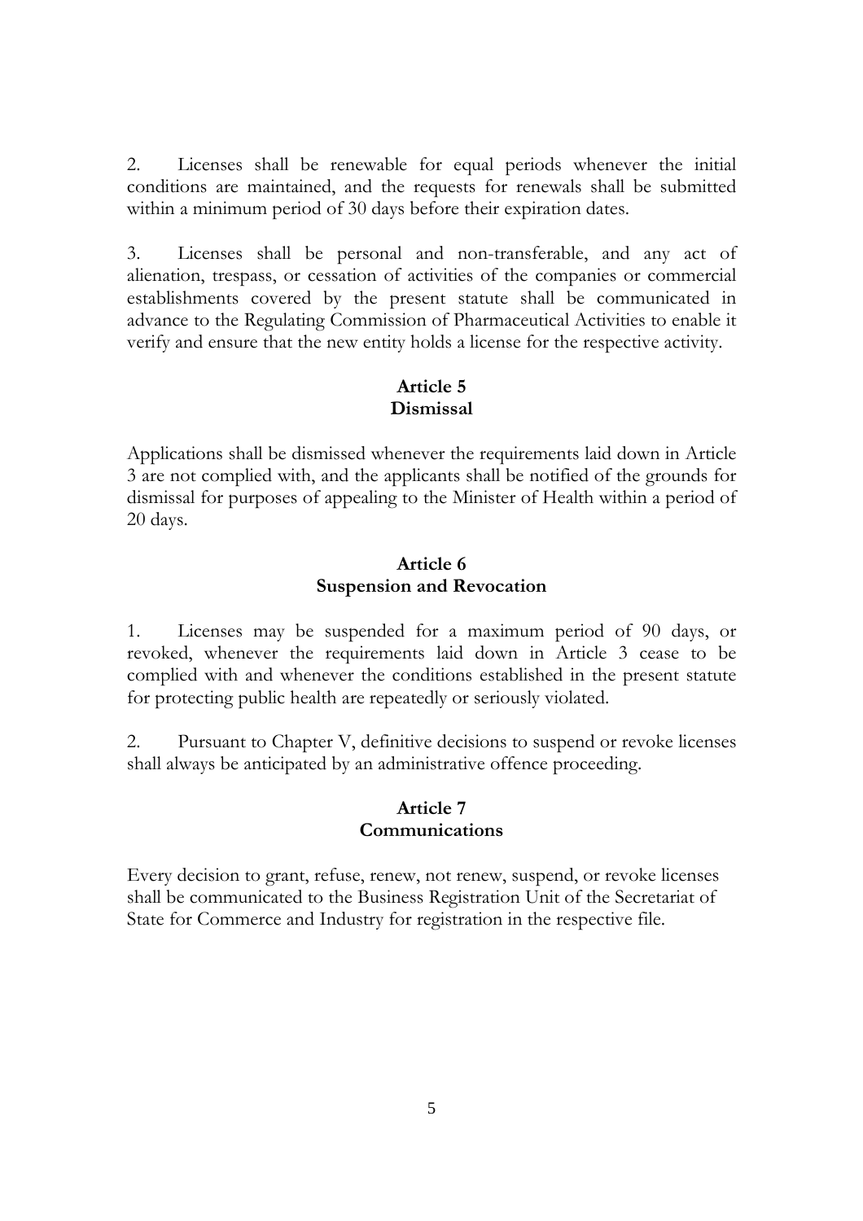2. Licenses shall be renewable for equal periods whenever the initial conditions are maintained, and the requests for renewals shall be submitted within a minimum period of 30 days before their expiration dates.

3. Licenses shall be personal and non-transferable, and any act of alienation, trespass, or cessation of activities of the companies or commercial establishments covered by the present statute shall be communicated in advance to the Regulating Commission of Pharmaceutical Activities to enable it verify and ensure that the new entity holds a license for the respective activity.

### Article 5
### Dismissal

Applications shall be dismissed whenever the requirements laid down in Article 3 are not complied with, and the applicants shall be notified of the grounds for dismissal for purposes of appealing to the Minister of Health within a period of 20 days.

### Article 6
### Suspension and Revocation

1. Licenses may be suspended for a maximum period of 90 days, or revoked, whenever the requirements laid down in Article 3 cease to be complied with and whenever the conditions established in the present statute for protecting public health are repeatedly or seriously violated.

2. Pursuant to Chapter V, definitive decisions to suspend or revoke licenses shall always be anticipated by an administrative offence proceeding.

### Article 7
### Communications

Every decision to grant, refuse, renew, not renew, suspend, or revoke licenses shall be communicated to the Business Registration Unit of the Secretariat of State for Commerce and Industry for registration in the respective file.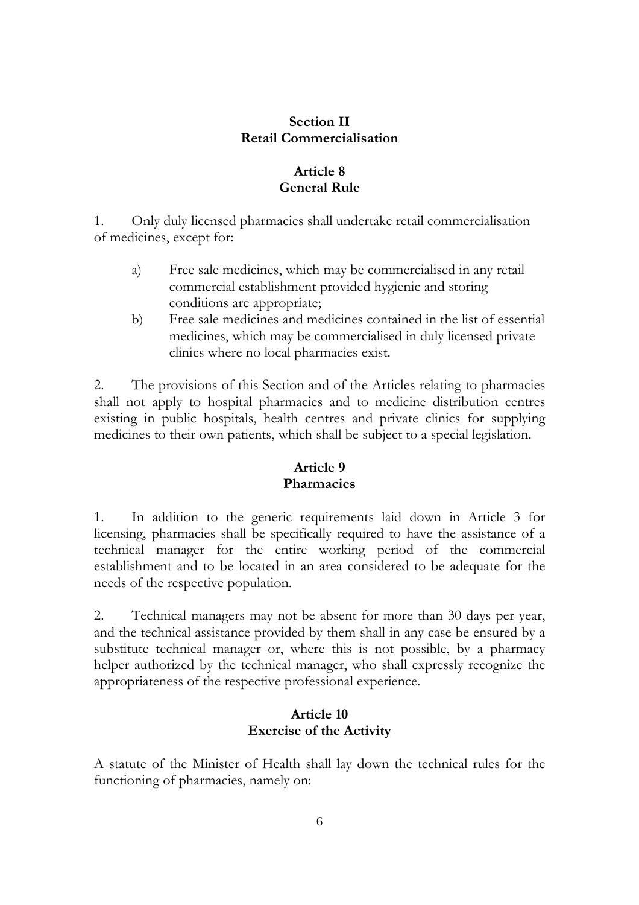## Section II
## Retail Commercialisation

### Article 8
### General Rule

1. Only duly licensed pharmacies shall undertake retail commercialisation of medicines, except for:

    a) Free sale medicines, which may be commercialised in any retail commercial establishment provided hygienic and storing conditions are appropriate;

    b) Free sale medicines and medicines contained in the list of essential medicines, which may be commercialised in duly licensed private clinics where no local pharmacies exist.

2. The provisions of this Section and of the Articles relating to pharmacies shall not apply to hospital pharmacies and to medicine distribution centres existing in public hospitals, health centres and private clinics for supplying medicines to their own patients, which shall be subject to a special legislation.

### Article 9
### Pharmacies

1. In addition to the generic requirements laid down in Article 3 for licensing, pharmacies shall be specifically required to have the assistance of a technical manager for the entire working period of the commercial establishment and to be located in an area considered to be adequate for the needs of the respective population.

2. Technical managers may not be absent for more than 30 days per year, and the technical assistance provided by them shall in any case be ensured by a substitute technical manager or, where this is not possible, by a pharmacy helper authorized by the technical manager, who shall expressly recognize the appropriateness of the respective professional experience.

### Article 10
### Exercise of the Activity

A statute of the Minister of Health shall lay down the technical rules for the functioning of pharmacies, namely on: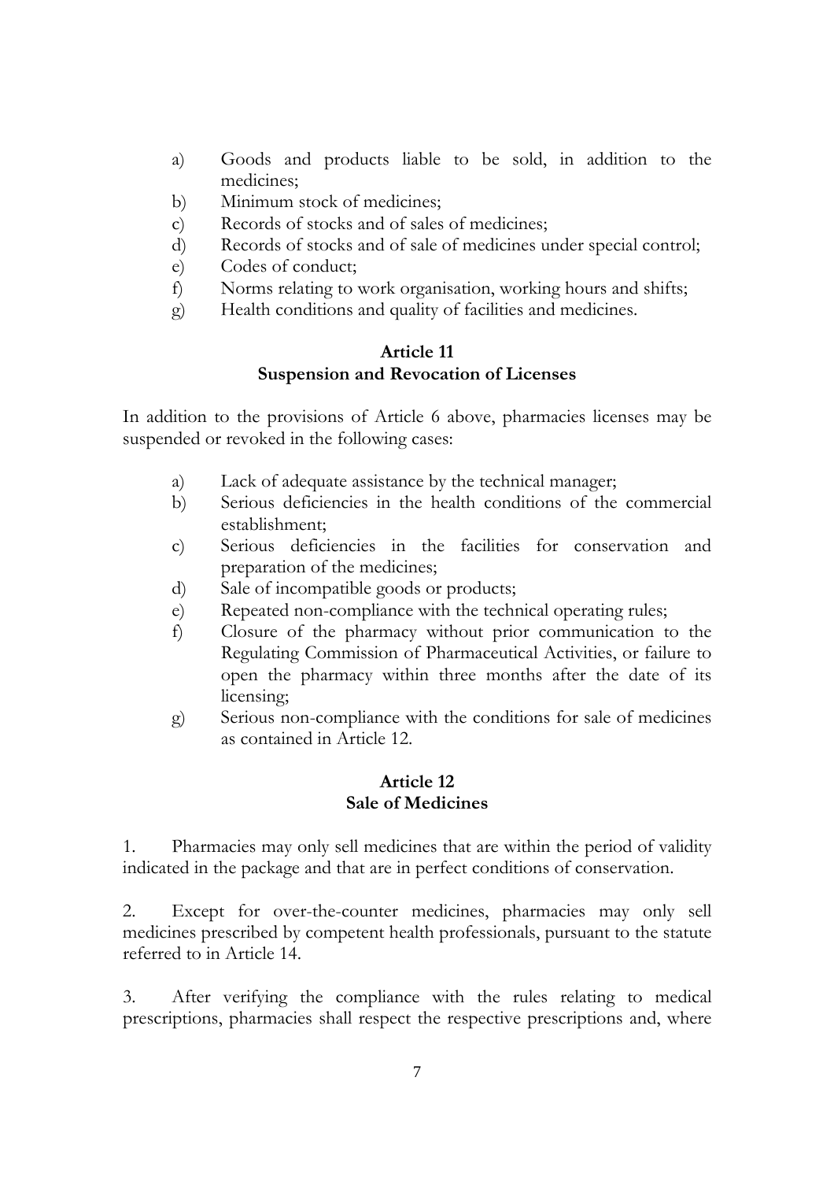a) Goods and products liable to be sold, in addition to the medicines;
b) Minimum stock of medicines;
c) Records of stocks and of sales of medicines;
d) Records of stocks and of sale of medicines under special control;
e) Codes of conduct;
f) Norms relating to work organisation, working hours and shifts;
g) Health conditions and quality of facilities and medicines.

### Article 11
### Suspension and Revocation of Licenses

In addition to the provisions of Article 6 above, pharmacies licenses may be suspended or revoked in the following cases:

a) Lack of adequate assistance by the technical manager;
b) Serious deficiencies in the health conditions of the commercial establishment;
c) Serious deficiencies in the facilities for conservation and preparation of the medicines;
d) Sale of incompatible goods or products;
e) Repeated non-compliance with the technical operating rules;
f) Closure of the pharmacy without prior communication to the Regulating Commission of Pharmaceutical Activities, or failure to open the pharmacy within three months after the date of its licensing;
g) Serious non-compliance with the conditions for sale of medicines as contained in Article 12.

### Article 12
### Sale of Medicines

1. Pharmacies may only sell medicines that are within the period of validity indicated in the package and that are in perfect conditions of conservation.

2. Except for over-the-counter medicines, pharmacies may only sell medicines prescribed by competent health professionals, pursuant to the statute referred to in Article 14.

3. After verifying the compliance with the rules relating to medical prescriptions, pharmacies shall respect the respective prescriptions and, where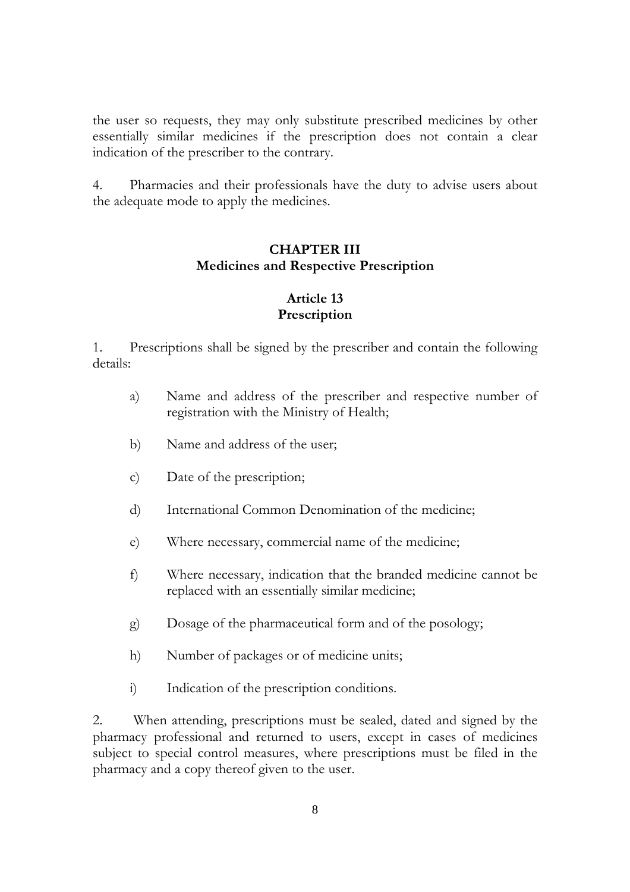the user so requests, they may only substitute prescribed medicines by other essentially similar medicines if the prescription does not contain a clear indication of the prescriber to the contrary.

4. Pharmacies and their professionals have the duty to advise users about the adequate mode to apply the medicines.

## CHAPTER III
## Medicines and Respective Prescription

### Article 13
### Prescription

1. Prescriptions shall be signed by the prescriber and contain the following details:

   a) Name and address of the prescriber and respective number of registration with the Ministry of Health;

   b) Name and address of the user;

   c) Date of the prescription;

   d) International Common Denomination of the medicine;

   e) Where necessary, commercial name of the medicine;

   f) Where necessary, indication that the branded medicine cannot be replaced with an essentially similar medicine;

   g) Dosage of the pharmaceutical form and of the posology;

   h) Number of packages or of medicine units;

   i) Indication of the prescription conditions.

2. When attending, prescriptions must be sealed, dated and signed by the pharmacy professional and returned to users, except in cases of medicines subject to special control measures, where prescriptions must be filed in the pharmacy and a copy thereof given to the user.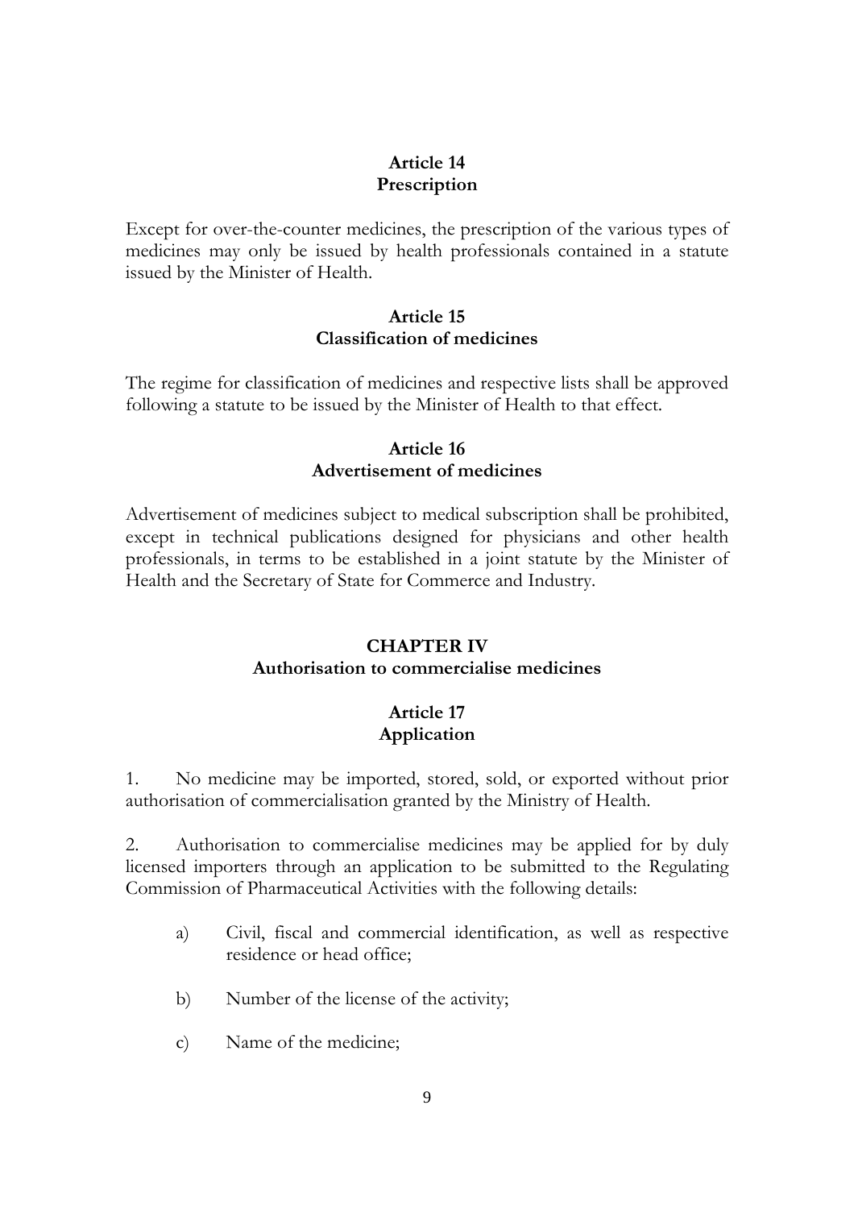**Article 14**
**Prescription**

Except for over-the-counter medicines, the prescription of the various types of medicines may only be issued by health professionals contained in a statute issued by the Minister of Health.

**Article 15**
**Classification of medicines**

The regime for classification of medicines and respective lists shall be approved following a statute to be issued by the Minister of Health to that effect.

**Article 16**
**Advertisement of medicines**

Advertisement of medicines subject to medical subscription shall be prohibited, except in technical publications designed for physicians and other health professionals, in terms to be established in a joint statute by the Minister of Health and the Secretary of State for Commerce and Industry.

## CHAPTER IV
## Authorisation to commercialise medicines

**Article 17**
**Application**

1. No medicine may be imported, stored, sold, or exported without prior authorisation of commercialisation granted by the Ministry of Health.

2. Authorisation to commercialise medicines may be applied for by duly licensed importers through an application to be submitted to the Regulating Commission of Pharmaceutical Activities with the following details:

   a) Civil, fiscal and commercial identification, as well as respective residence or head office;

   b) Number of the license of the activity;

   c) Name of the medicine;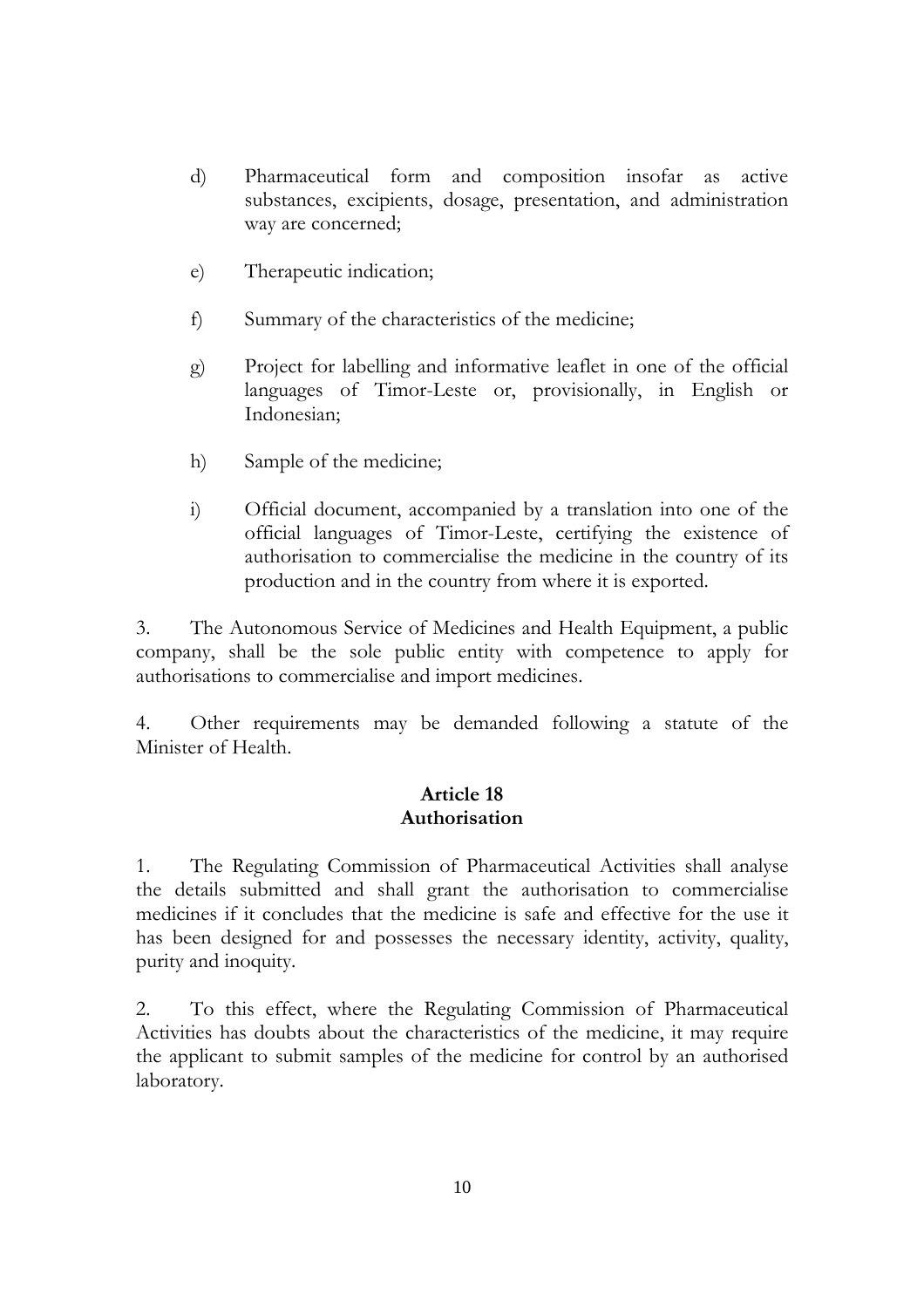d) Pharmaceutical form and composition insofar as active substances, excipients, dosage, presentation, and administration way are concerned;

e) Therapeutic indication;

f) Summary of the characteristics of the medicine;

g) Project for labelling and informative leaflet in one of the official languages of Timor-Leste or, provisionally, in English or Indonesian;

h) Sample of the medicine;

i) Official document, accompanied by a translation into one of the official languages of Timor-Leste, certifying the existence of authorisation to commercialise the medicine in the country of its production and in the country from where it is exported.

3. The Autonomous Service of Medicines and Health Equipment, a public company, shall be the sole public entity with competence to apply for authorisations to commercialise and import medicines.

4. Other requirements may be demanded following a statute of the Minister of Health.

### Article 18
### Authorisation

1. The Regulating Commission of Pharmaceutical Activities shall analyse the details submitted and shall grant the authorisation to commercialise medicines if it concludes that the medicine is safe and effective for the use it has been designed for and possesses the necessary identity, activity, quality, purity and inoquity.

2. To this effect, where the Regulating Commission of Pharmaceutical Activities has doubts about the characteristics of the medicine, it may require the applicant to submit samples of the medicine for control by an authorised laboratory.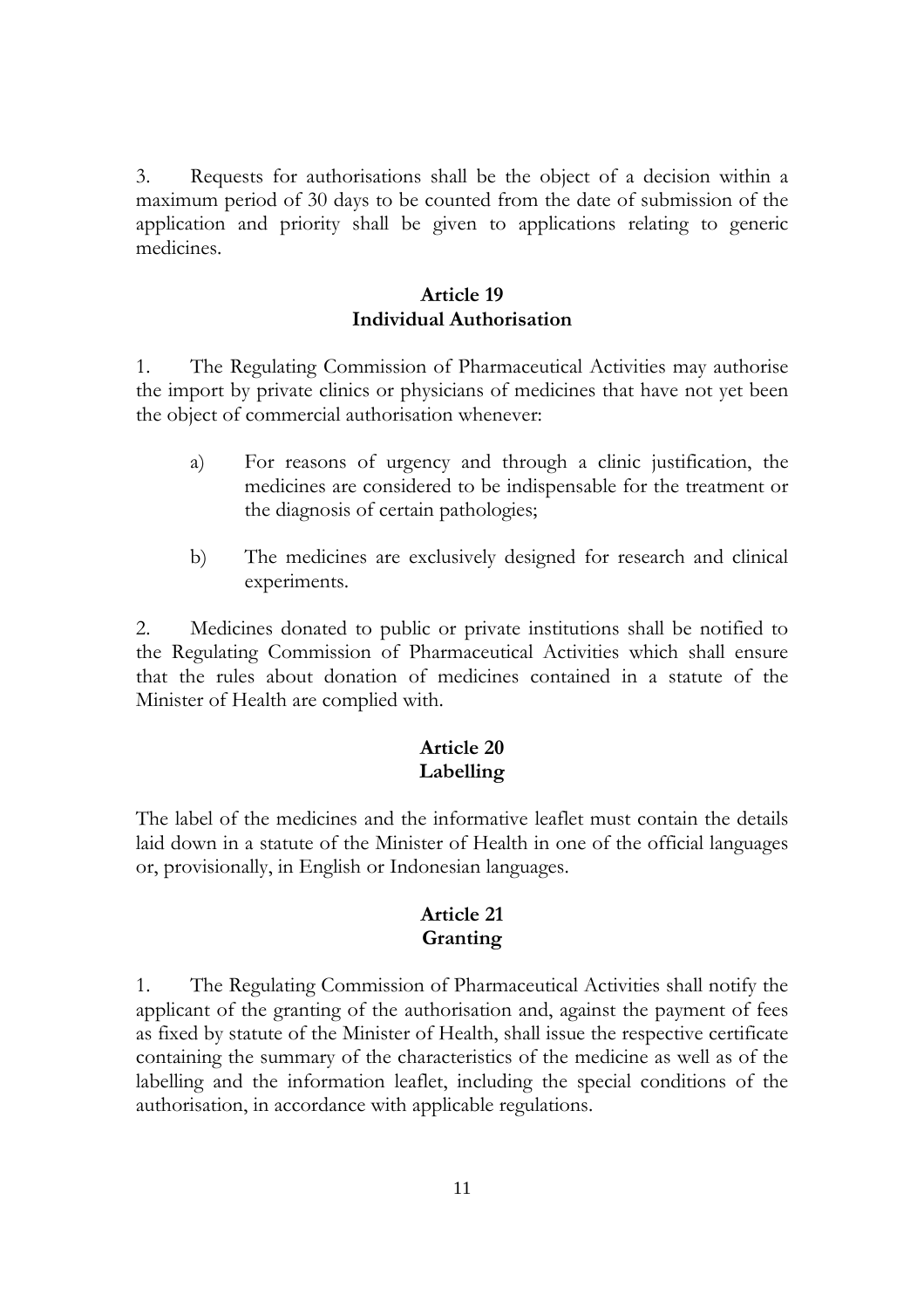3. Requests for authorisations shall be the object of a decision within a maximum period of 30 days to be counted from the date of submission of the application and priority shall be given to applications relating to generic medicines.

**Article 19**
**Individual Authorisation**

1. The Regulating Commission of Pharmaceutical Activities may authorise the import by private clinics or physicians of medicines that have not yet been the object of commercial authorisation whenever:

   a) For reasons of urgency and through a clinic justification, the medicines are considered to be indispensable for the treatment or the diagnosis of certain pathologies;

   b) The medicines are exclusively designed for research and clinical experiments.

2. Medicines donated to public or private institutions shall be notified to the Regulating Commission of Pharmaceutical Activities which shall ensure that the rules about donation of medicines contained in a statute of the Minister of Health are complied with.

**Article 20**
**Labelling**

The label of the medicines and the informative leaflet must contain the details laid down in a statute of the Minister of Health in one of the official languages or, provisionally, in English or Indonesian languages.

**Article 21**
**Granting**

1. The Regulating Commission of Pharmaceutical Activities shall notify the applicant of the granting of the authorisation and, against the payment of fees as fixed by statute of the Minister of Health, shall issue the respective certificate containing the summary of the characteristics of the medicine as well as of the labelling and the information leaflet, including the special conditions of the authorisation, in accordance with applicable regulations.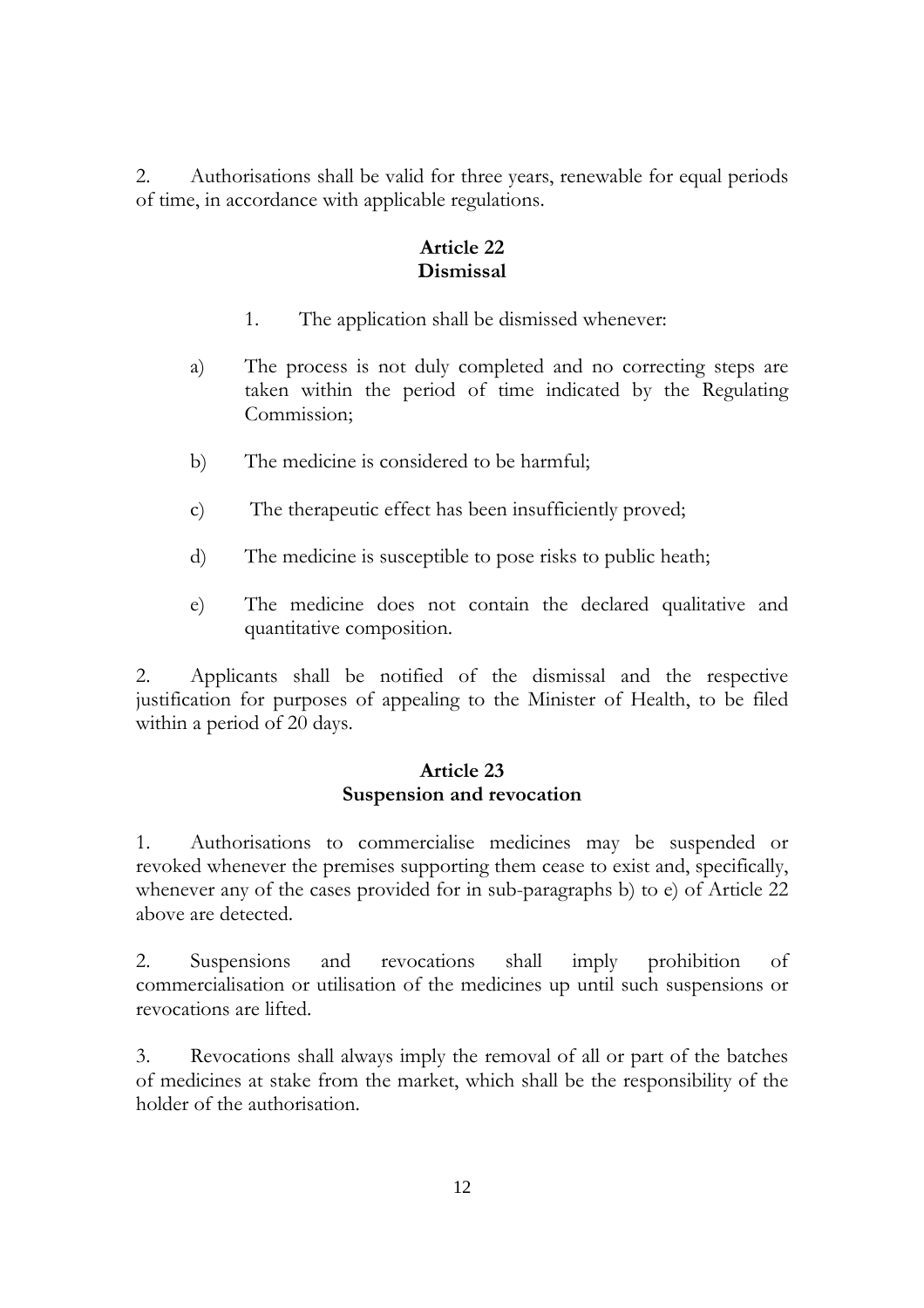2. Authorisations shall be valid for three years, renewable for equal periods of time, in accordance with applicable regulations.

### Article 22
### Dismissal

1. The application shall be dismissed whenever:

a) The process is not duly completed and no correcting steps are taken within the period of time indicated by the Regulating Commission;

b) The medicine is considered to be harmful;

c) The therapeutic effect has been insufficiently proved;

d) The medicine is susceptible to pose risks to public heath;

e) The medicine does not contain the declared qualitative and quantitative composition.

2. Applicants shall be notified of the dismissal and the respective justification for purposes of appealing to the Minister of Health, to be filed within a period of 20 days.

### Article 23
### Suspension and revocation

1. Authorisations to commercialise medicines may be suspended or revoked whenever the premises supporting them cease to exist and, specifically, whenever any of the cases provided for in sub-paragraphs b) to e) of Article 22 above are detected.

2. Suspensions and revocations shall imply prohibition of commercialisation or utilisation of the medicines up until such suspensions or revocations are lifted.

3. Revocations shall always imply the removal of all or part of the batches of medicines at stake from the market, which shall be the responsibility of the holder of the authorisation.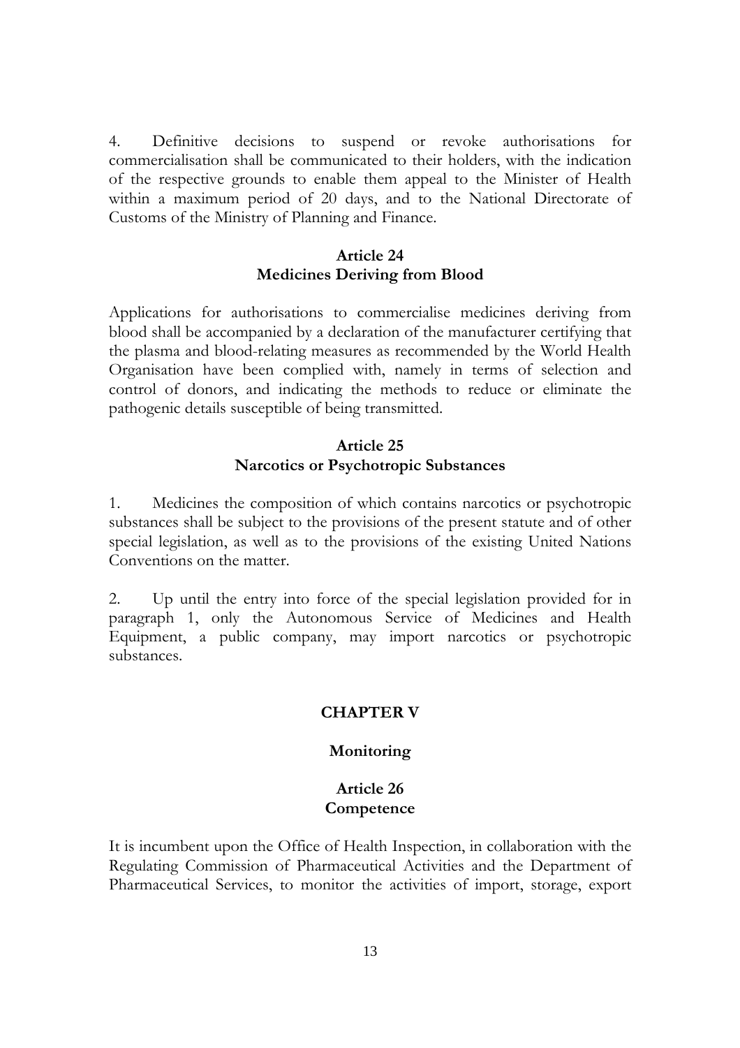4. Definitive decisions to suspend or revoke authorisations for commercialisation shall be communicated to their holders, with the indication of the respective grounds to enable them appeal to the Minister of Health within a maximum period of 20 days, and to the National Directorate of Customs of the Ministry of Planning and Finance.

### Article 24
### Medicines Deriving from Blood

Applications for authorisations to commercialise medicines deriving from blood shall be accompanied by a declaration of the manufacturer certifying that the plasma and blood-relating measures as recommended by the World Health Organisation have been complied with, namely in terms of selection and control of donors, and indicating the methods to reduce or eliminate the pathogenic details susceptible of being transmitted.

### Article 25
### Narcotics or Psychotropic Substances

1. Medicines the composition of which contains narcotics or psychotropic substances shall be subject to the provisions of the present statute and of other special legislation, as well as to the provisions of the existing United Nations Conventions on the matter.

2. Up until the entry into force of the special legislation provided for in paragraph 1, only the Autonomous Service of Medicines and Health Equipment, a public company, may import narcotics or psychotropic substances.

## CHAPTER V

## Monitoring

### Article 26
### Competence

It is incumbent upon the Office of Health Inspection, in collaboration with the Regulating Commission of Pharmaceutical Activities and the Department of Pharmaceutical Services, to monitor the activities of import, storage, export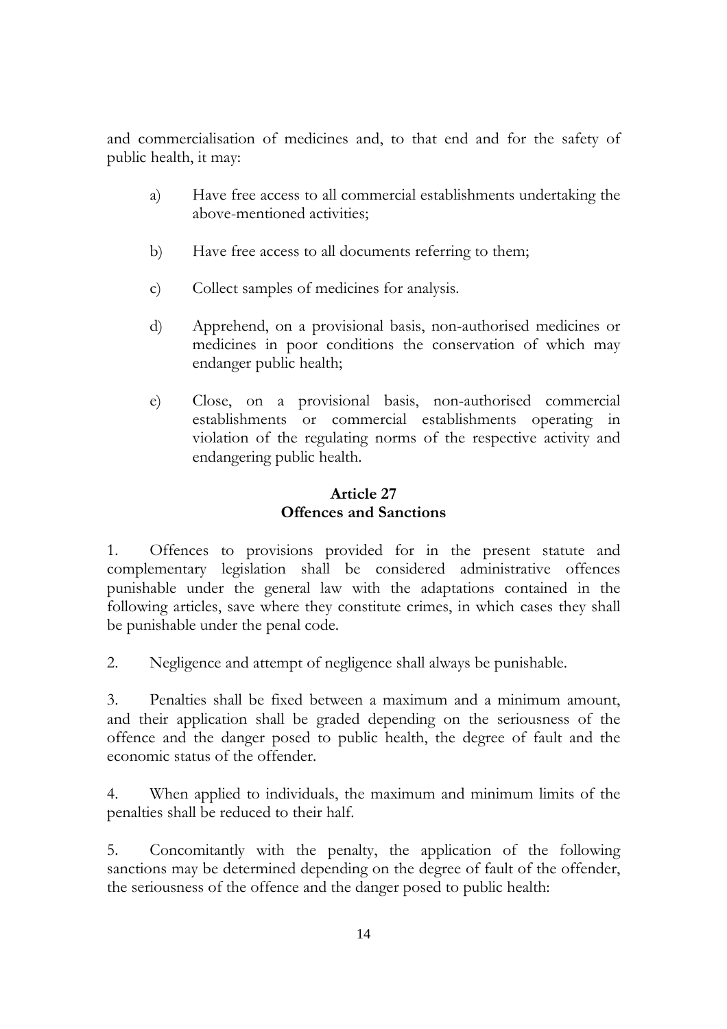and commercialisation of medicines and, to that end and for the safety of public health, it may:

a) Have free access to all commercial establishments undertaking the above-mentioned activities;

b) Have free access to all documents referring to them;

c) Collect samples of medicines for analysis.

d) Apprehend, on a provisional basis, non-authorised medicines or medicines in poor conditions the conservation of which may endanger public health;

e) Close, on a provisional basis, non-authorised commercial establishments or commercial establishments operating in violation of the regulating norms of the respective activity and endangering public health.

### Article 27
### Offences and Sanctions

1. Offences to provisions provided for in the present statute and complementary legislation shall be considered administrative offences punishable under the general law with the adaptations contained in the following articles, save where they constitute crimes, in which cases they shall be punishable under the penal code.

2. Negligence and attempt of negligence shall always be punishable.

3. Penalties shall be fixed between a maximum and a minimum amount, and their application shall be graded depending on the seriousness of the offence and the danger posed to public health, the degree of fault and the economic status of the offender.

4. When applied to individuals, the maximum and minimum limits of the penalties shall be reduced to their half.

5. Concomitantly with the penalty, the application of the following sanctions may be determined depending on the degree of fault of the offender, the seriousness of the offence and the danger posed to public health: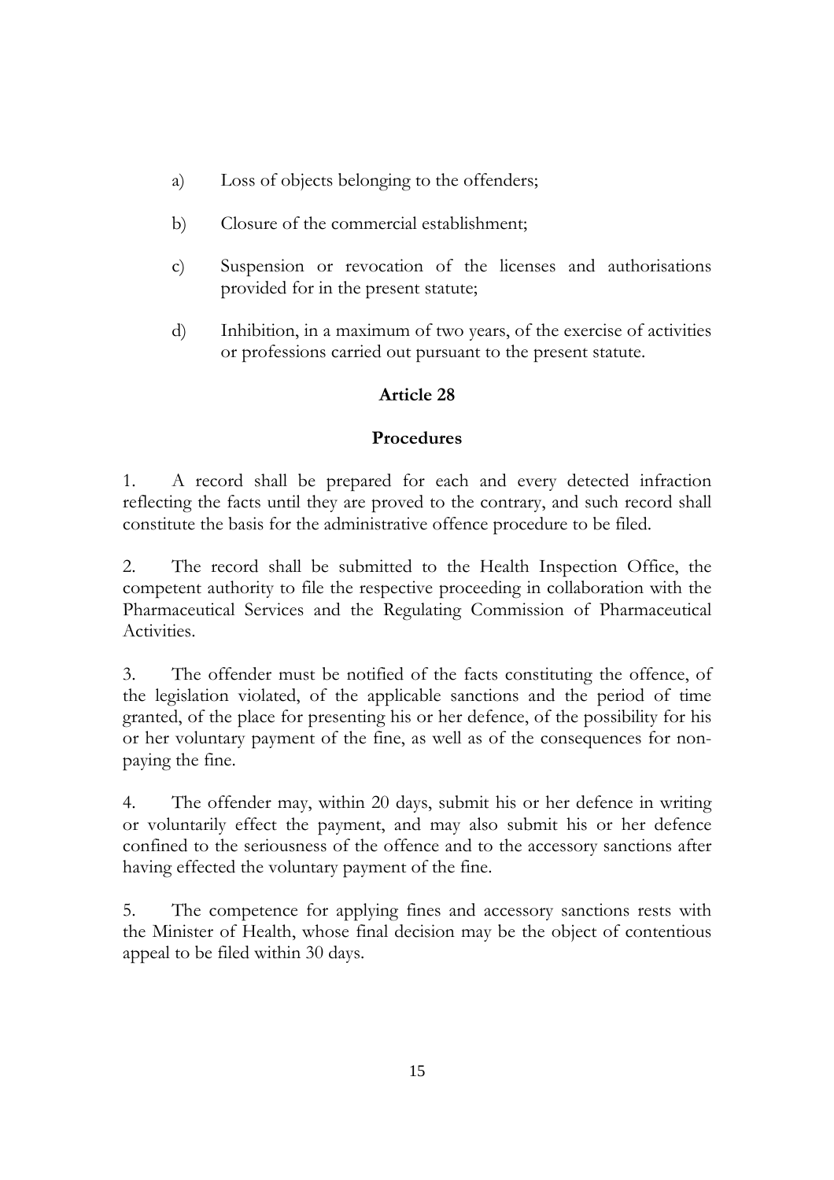a) Loss of objects belonging to the offenders;

b) Closure of the commercial establishment;

c) Suspension or revocation of the licenses and authorisations provided for in the present statute;

d) Inhibition, in a maximum of two years, of the exercise of activities or professions carried out pursuant to the present statute.

### Article 28

### Procedures

1. A record shall be prepared for each and every detected infraction reflecting the facts until they are proved to the contrary, and such record shall constitute the basis for the administrative offence procedure to be filed.

2. The record shall be submitted to the Health Inspection Office, the competent authority to file the respective proceeding in collaboration with the Pharmaceutical Services and the Regulating Commission of Pharmaceutical Activities.

3. The offender must be notified of the facts constituting the offence, of the legislation violated, of the applicable sanctions and the period of time granted, of the place for presenting his or her defence, of the possibility for his or her voluntary payment of the fine, as well as of the consequences for non-paying the fine.

4. The offender may, within 20 days, submit his or her defence in writing or voluntarily effect the payment, and may also submit his or her defence confined to the seriousness of the offence and to the accessory sanctions after having effected the voluntary payment of the fine.

5. The competence for applying fines and accessory sanctions rests with the Minister of Health, whose final decision may be the object of contentious appeal to be filed within 30 days.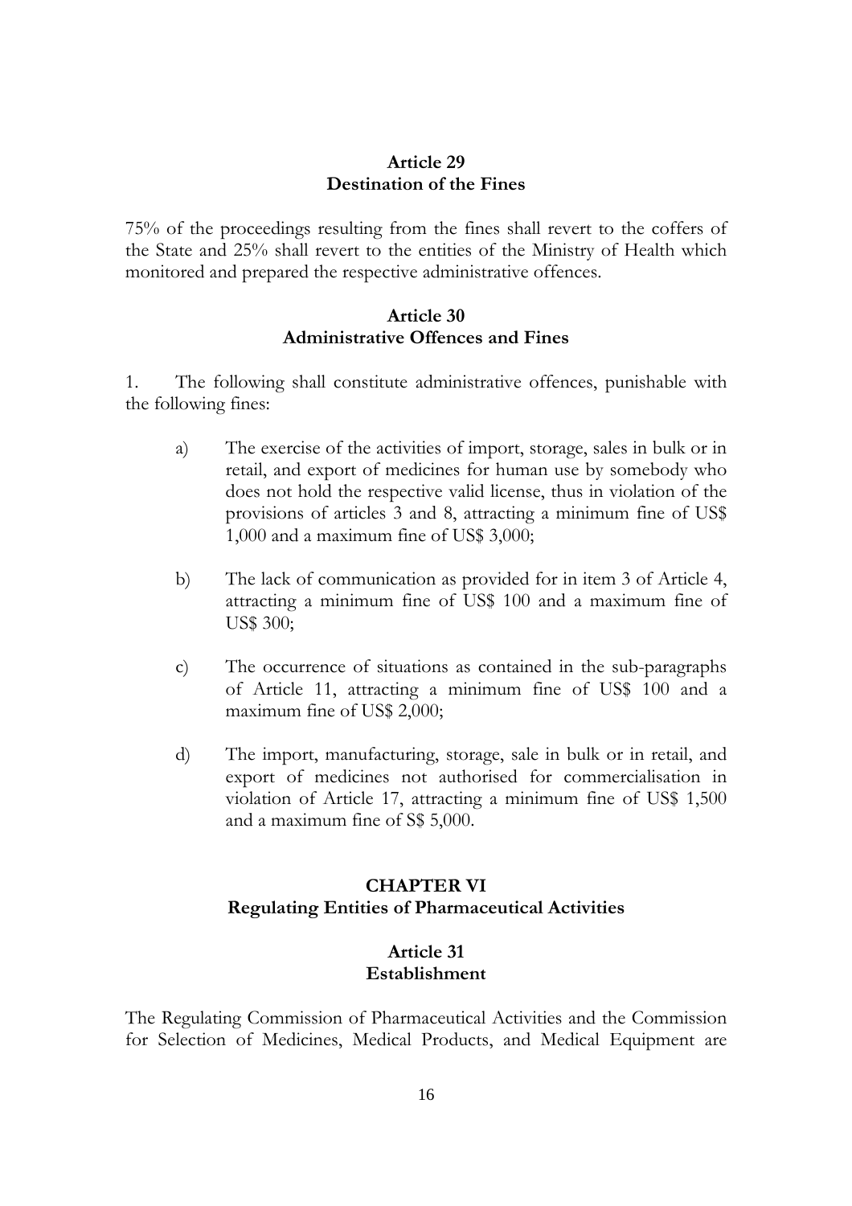### Article 29
### Destination of the Fines

75% of the proceedings resulting from the fines shall revert to the coffers of the State and 25% shall revert to the entities of the Ministry of Health which monitored and prepared the respective administrative offences.

### Article 30
### Administrative Offences and Fines

1. The following shall constitute administrative offences, punishable with the following fines:

   a) The exercise of the activities of import, storage, sales in bulk or in retail, and export of medicines for human use by somebody who does not hold the respective valid license, thus in violation of the provisions of articles 3 and 8, attracting a minimum fine of US$ 1,000 and a maximum fine of US$ 3,000;

   b) The lack of communication as provided for in item 3 of Article 4, attracting a minimum fine of US$ 100 and a maximum fine of US$ 300;

   c) The occurrence of situations as contained in the sub-paragraphs of Article 11, attracting a minimum fine of US$ 100 and a maximum fine of US$ 2,000;

   d) The import, manufacturing, storage, sale in bulk or in retail, and export of medicines not authorised for commercialisation in violation of Article 17, attracting a minimum fine of US$ 1,500 and a maximum fine of S$ 5,000.

## CHAPTER VI
## Regulating Entities of Pharmaceutical Activities

### Article 31
### Establishment

The Regulating Commission of Pharmaceutical Activities and the Commission for Selection of Medicines, Medical Products, and Medical Equipment are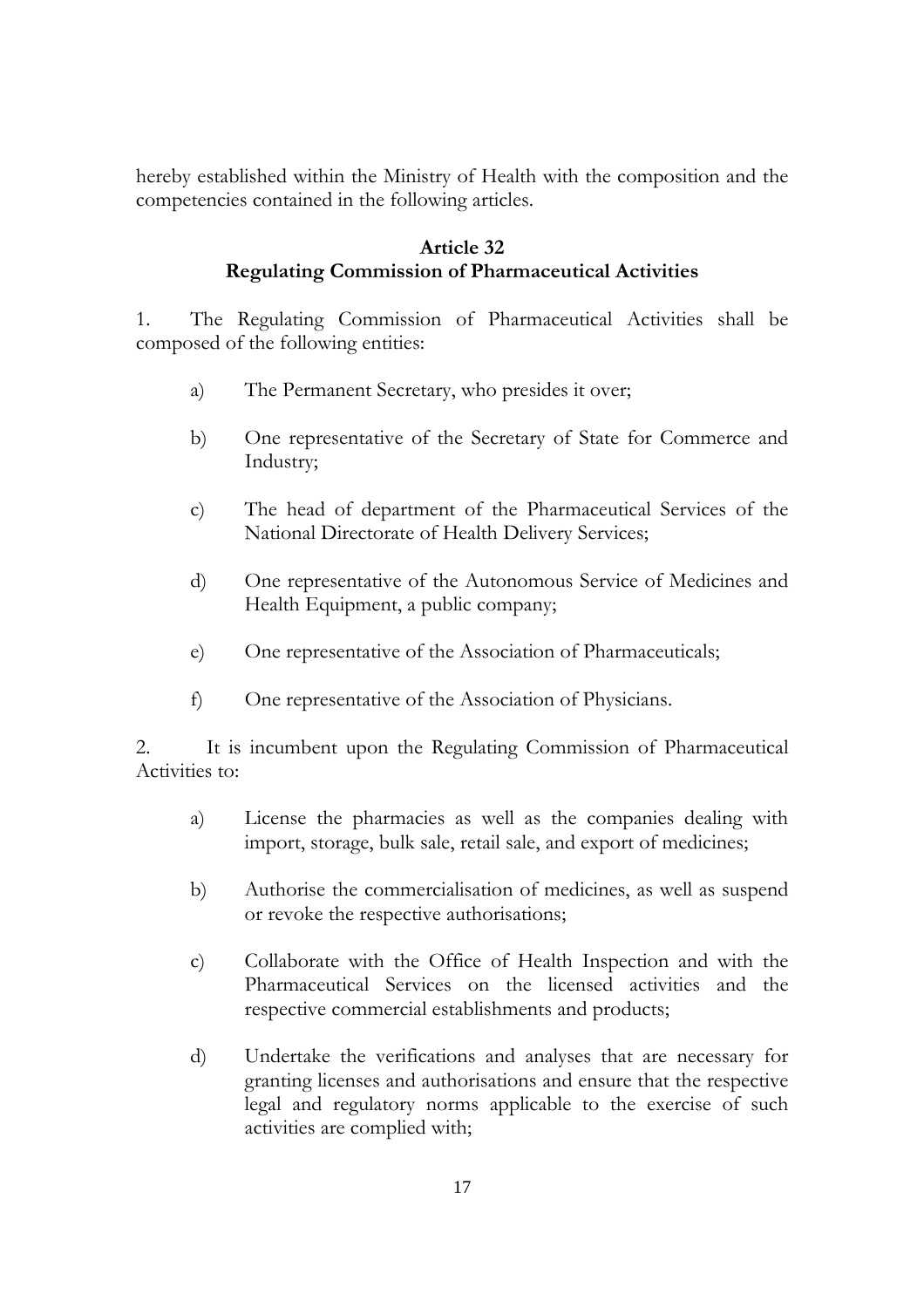hereby established within the Ministry of Health with the composition and the competencies contained in the following articles.

## Article 32
## Regulating Commission of Pharmaceutical Activities

1. The Regulating Commission of Pharmaceutical Activities shall be composed of the following entities:

   a) The Permanent Secretary, who presides it over;

   b) One representative of the Secretary of State for Commerce and Industry;

   c) The head of department of the Pharmaceutical Services of the National Directorate of Health Delivery Services;

   d) One representative of the Autonomous Service of Medicines and Health Equipment, a public company;

   e) One representative of the Association of Pharmaceuticals;

   f) One representative of the Association of Physicians.

2. It is incumbent upon the Regulating Commission of Pharmaceutical Activities to:

   a) License the pharmacies as well as the companies dealing with import, storage, bulk sale, retail sale, and export of medicines;

   b) Authorise the commercialisation of medicines, as well as suspend or revoke the respective authorisations;

   c) Collaborate with the Office of Health Inspection and with the Pharmaceutical Services on the licensed activities and the respective commercial establishments and products;

   d) Undertake the verifications and analyses that are necessary for granting licenses and authorisations and ensure that the respective legal and regulatory norms applicable to the exercise of such activities are complied with;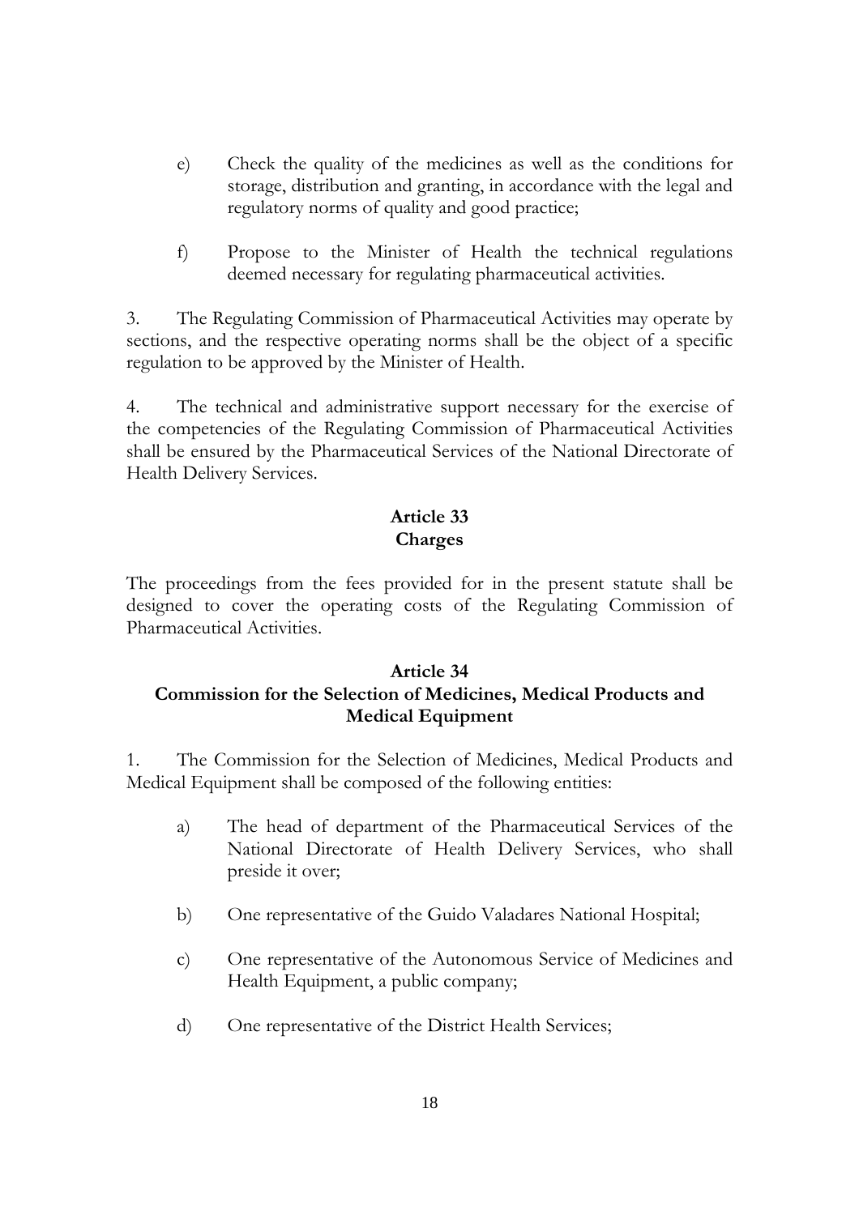e) Check the quality of the medicines as well as the conditions for storage, distribution and granting, in accordance with the legal and regulatory norms of quality and good practice;

f) Propose to the Minister of Health the technical regulations deemed necessary for regulating pharmaceutical activities.

3. The Regulating Commission of Pharmaceutical Activities may operate by sections, and the respective operating norms shall be the object of a specific regulation to be approved by the Minister of Health.

4. The technical and administrative support necessary for the exercise of the competencies of the Regulating Commission of Pharmaceutical Activities shall be ensured by the Pharmaceutical Services of the National Directorate of Health Delivery Services.

**Article 33**
**Charges**

The proceedings from the fees provided for in the present statute shall be designed to cover the operating costs of the Regulating Commission of Pharmaceutical Activities.

**Article 34**
**Commission for the Selection of Medicines, Medical Products and Medical Equipment**

1. The Commission for the Selection of Medicines, Medical Products and Medical Equipment shall be composed of the following entities:

a) The head of department of the Pharmaceutical Services of the National Directorate of Health Delivery Services, who shall preside it over;

b) One representative of the Guido Valadares National Hospital;

c) One representative of the Autonomous Service of Medicines and Health Equipment, a public company;

d) One representative of the District Health Services;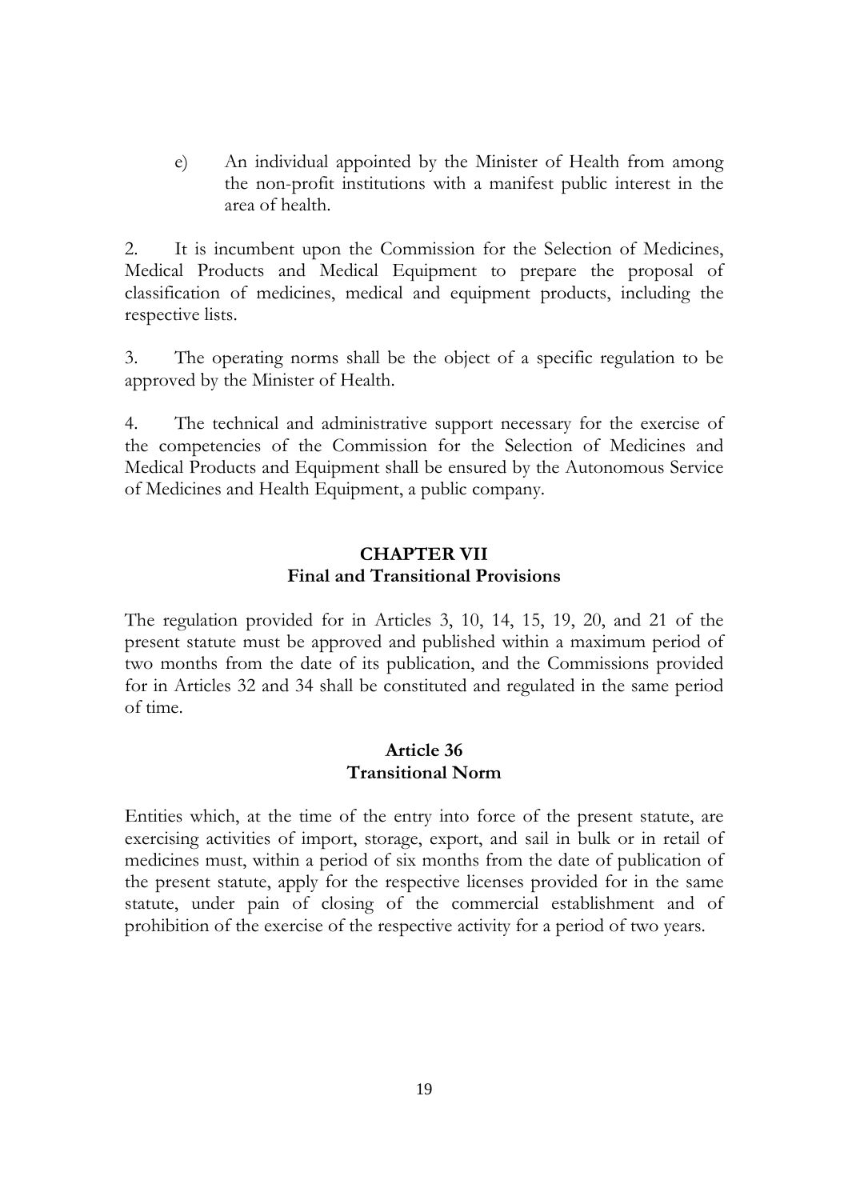e) An individual appointed by the Minister of Health from among the non-profit institutions with a manifest public interest in the area of health.

2. It is incumbent upon the Commission for the Selection of Medicines, Medical Products and Medical Equipment to prepare the proposal of classification of medicines, medical and equipment products, including the respective lists.

3. The operating norms shall be the object of a specific regulation to be approved by the Minister of Health.

4. The technical and administrative support necessary for the exercise of the competencies of the Commission for the Selection of Medicines and Medical Products and Equipment shall be ensured by the Autonomous Service of Medicines and Health Equipment, a public company.

## CHAPTER VII
## Final and Transitional Provisions

The regulation provided for in Articles 3, 10, 14, 15, 19, 20, and 21 of the present statute must be approved and published within a maximum period of two months from the date of its publication, and the Commissions provided for in Articles 32 and 34 shall be constituted and regulated in the same period of time.

### Article 36
### Transitional Norm

Entities which, at the time of the entry into force of the present statute, are exercising activities of import, storage, export, and sail in bulk or in retail of medicines must, within a period of six months from the date of publication of the present statute, apply for the respective licenses provided for in the same statute, under pain of closing of the commercial establishment and of prohibition of the exercise of the respective activity for a period of two years.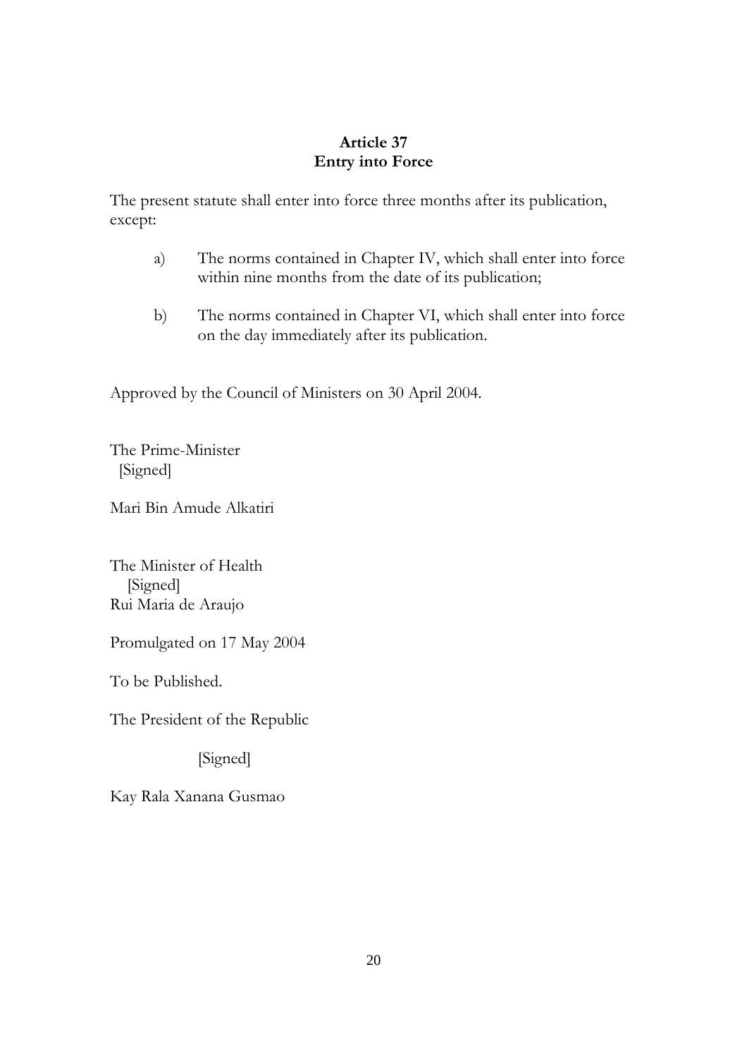**Article 37**
**Entry into Force**

The present statute shall enter into force three months after its publication, except:

a) The norms contained in Chapter IV, which shall enter into force within nine months from the date of its publication;

b) The norms contained in Chapter VI, which shall enter into force on the day immediately after its publication.

Approved by the Council of Ministers on 30 April 2004.

The Prime-Minister
[Signed]

Mari Bin Amude Alkatiri

The Minister of Health
[Signed]
Rui Maria de Araujo

Promulgated on 17 May 2004

To be Published.

The President of the Republic

[Signed]

Kay Rala Xanana Gusmao